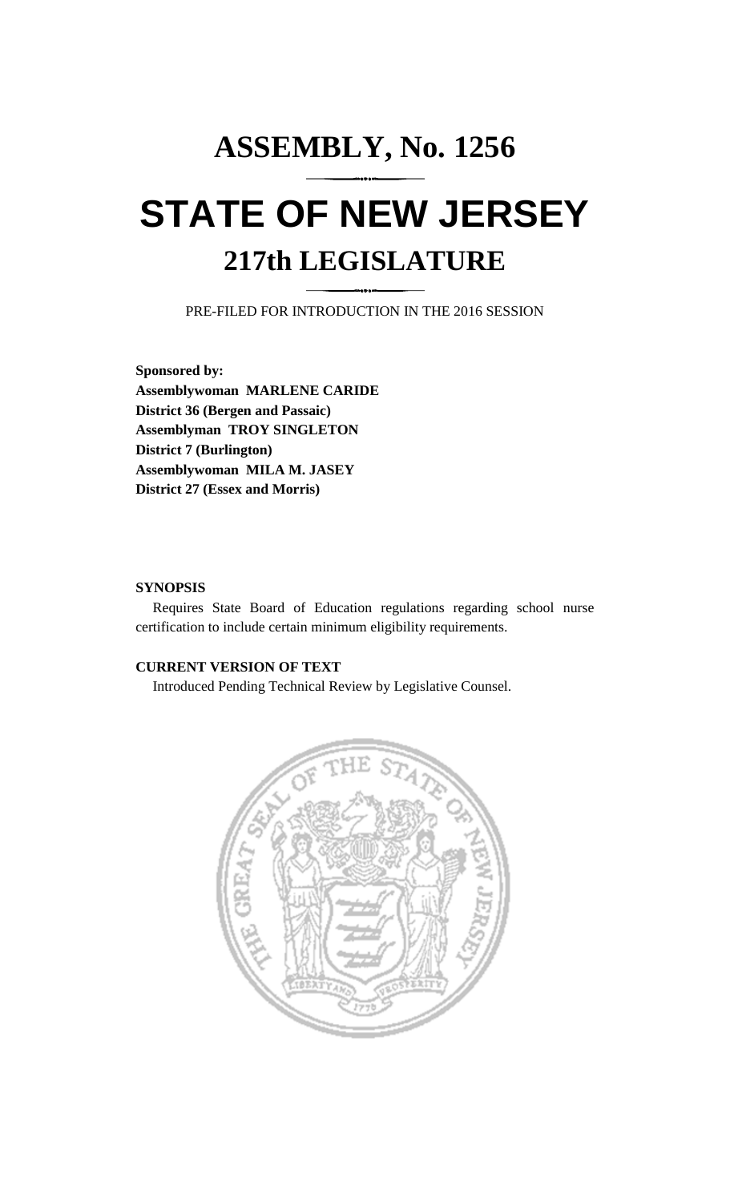# ASSEMBLY, No. 1256

# STATE OF NEW JERSEY

## 217th LEGISLATURE

PRE-FILED FOR INTRODUCTION IN THE 2016 SESSION

**Sponsored by:**
**Assemblywoman MARLENE CARIDE**
**District 36 (Bergen and Passaic)**
**Assemblyman TROY SINGLETON**
**District 7 (Burlington)**
**Assemblywoman MILA M. JASEY**
**District 27 (Essex and Morris)**

**SYNOPSIS**

Requires State Board of Education regulations regarding school nurse certification to include certain minimum eligibility requirements.

**CURRENT VERSION OF TEXT**

Introduced Pending Technical Review by Legislative Counsel.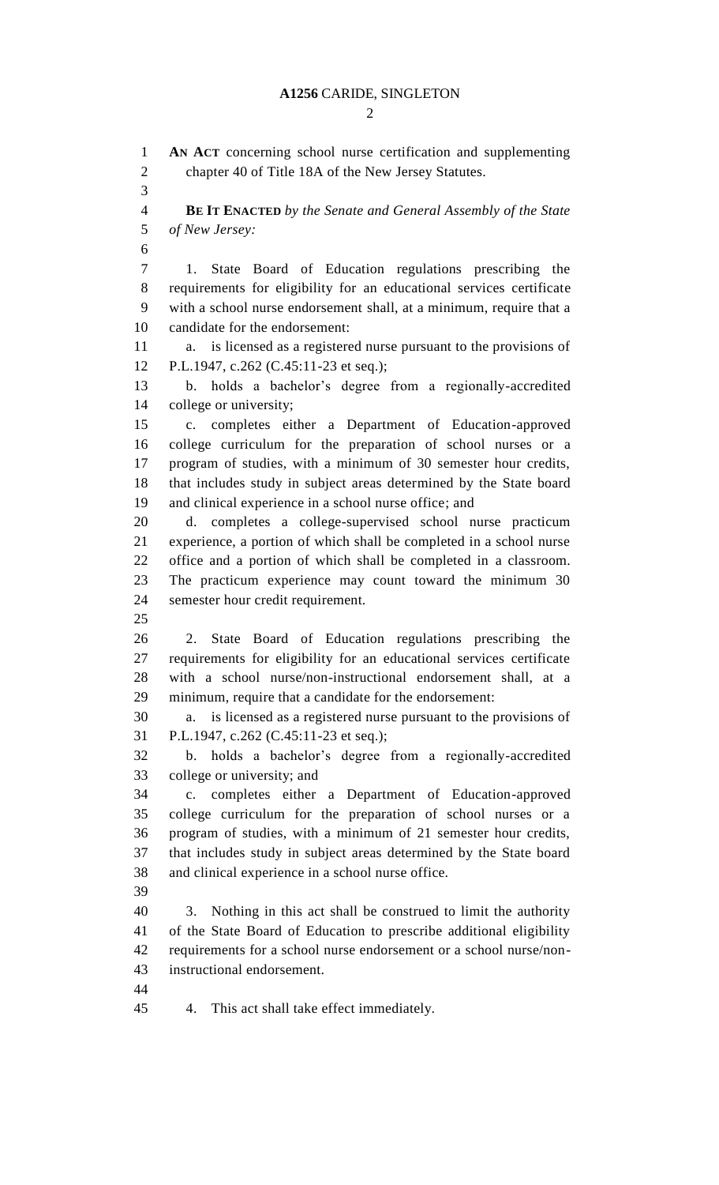**AN ACT** concerning school nurse certification and supplementing chapter 40 of Title 18A of the New Jersey Statutes.

**BE IT ENACTED** *by the Senate and General Assembly of the State of New Jersey:*

1. State Board of Education regulations prescribing the requirements for eligibility for an educational services certificate with a school nurse endorsement shall, at a minimum, require that a candidate for the endorsement:

a. is licensed as a registered nurse pursuant to the provisions of P.L.1947, c.262 (C.45:11-23 et seq.);

b. holds a bachelor's degree from a regionally-accredited college or university;

c. completes either a Department of Education-approved college curriculum for the preparation of school nurses or a program of studies, with a minimum of 30 semester hour credits, that includes study in subject areas determined by the State board and clinical experience in a school nurse office; and

d. completes a college-supervised school nurse practicum experience, a portion of which shall be completed in a school nurse office and a portion of which shall be completed in a classroom. The practicum experience may count toward the minimum 30 semester hour credit requirement.

2. State Board of Education regulations prescribing the requirements for eligibility for an educational services certificate with a school nurse/non-instructional endorsement shall, at a minimum, require that a candidate for the endorsement:

a. is licensed as a registered nurse pursuant to the provisions of P.L.1947, c.262 (C.45:11-23 et seq.);

b. holds a bachelor's degree from a regionally-accredited college or university; and

c. completes either a Department of Education-approved college curriculum for the preparation of school nurses or a program of studies, with a minimum of 21 semester hour credits, that includes study in subject areas determined by the State board and clinical experience in a school nurse office.

3. Nothing in this act shall be construed to limit the authority of the State Board of Education to prescribe additional eligibility requirements for a school nurse endorsement or a school nurse/non-instructional endorsement.

4. This act shall take effect immediately.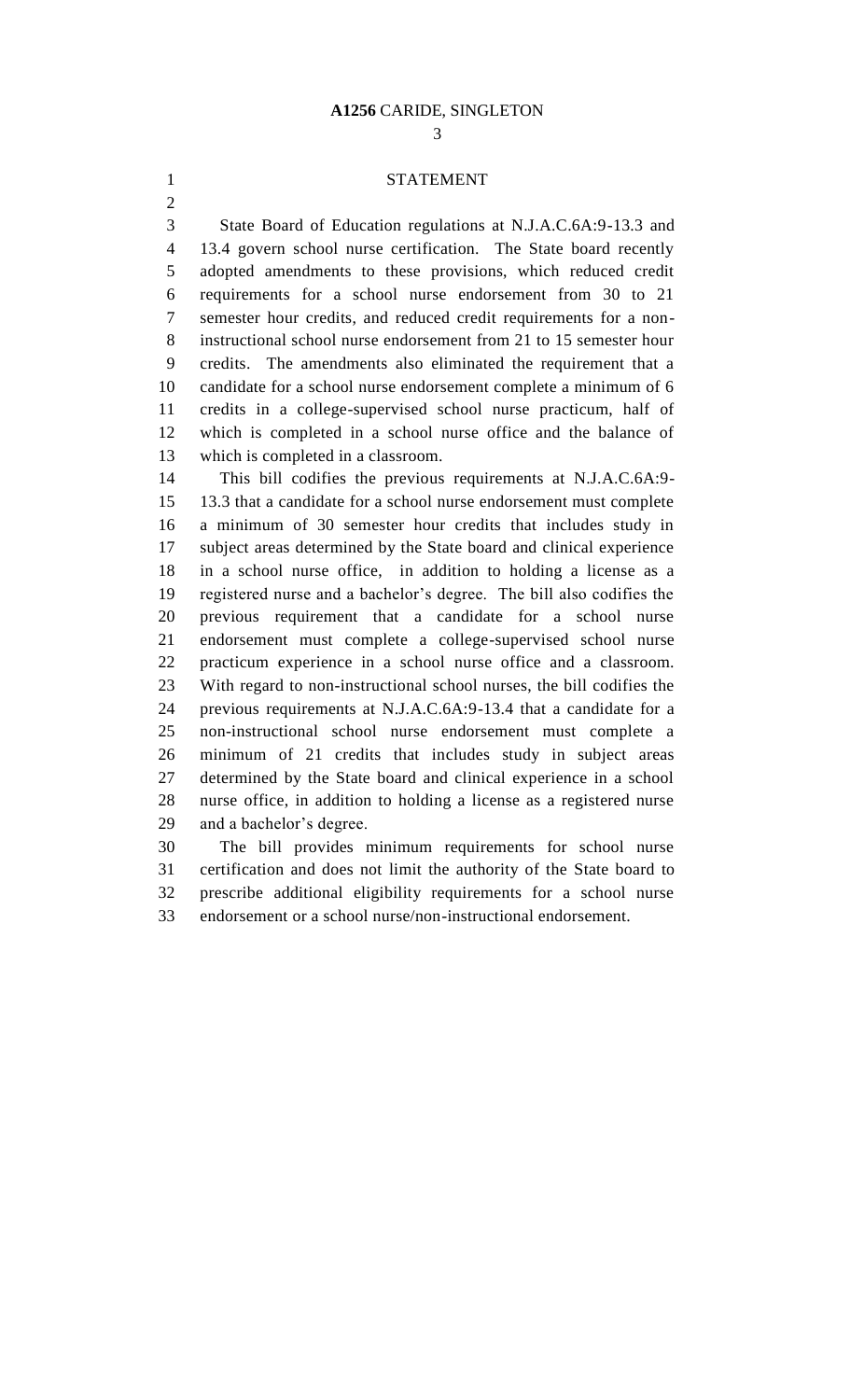## STATEMENT

State Board of Education regulations at N.J.A.C.6A:9-13.3 and 13.4 govern school nurse certification. The State board recently adopted amendments to these provisions, which reduced credit requirements for a school nurse endorsement from 30 to 21 semester hour credits, and reduced credit requirements for a non-instructional school nurse endorsement from 21 to 15 semester hour credits. The amendments also eliminated the requirement that a candidate for a school nurse endorsement complete a minimum of 6 credits in a college-supervised school nurse practicum, half of which is completed in a school nurse office and the balance of which is completed in a classroom.

This bill codifies the previous requirements at N.J.A.C.6A:9-13.3 that a candidate for a school nurse endorsement must complete a minimum of 30 semester hour credits that includes study in subject areas determined by the State board and clinical experience in a school nurse office, in addition to holding a license as a registered nurse and a bachelor's degree. The bill also codifies the previous requirement that a candidate for a school nurse endorsement must complete a college-supervised school nurse practicum experience in a school nurse office and a classroom. With regard to non-instructional school nurses, the bill codifies the previous requirements at N.J.A.C.6A:9-13.4 that a candidate for a non-instructional school nurse endorsement must complete a minimum of 21 credits that includes study in subject areas determined by the State board and clinical experience in a school nurse office, in addition to holding a license as a registered nurse and a bachelor's degree.

The bill provides minimum requirements for school nurse certification and does not limit the authority of the State board to prescribe additional eligibility requirements for a school nurse endorsement or a school nurse/non-instructional endorsement.